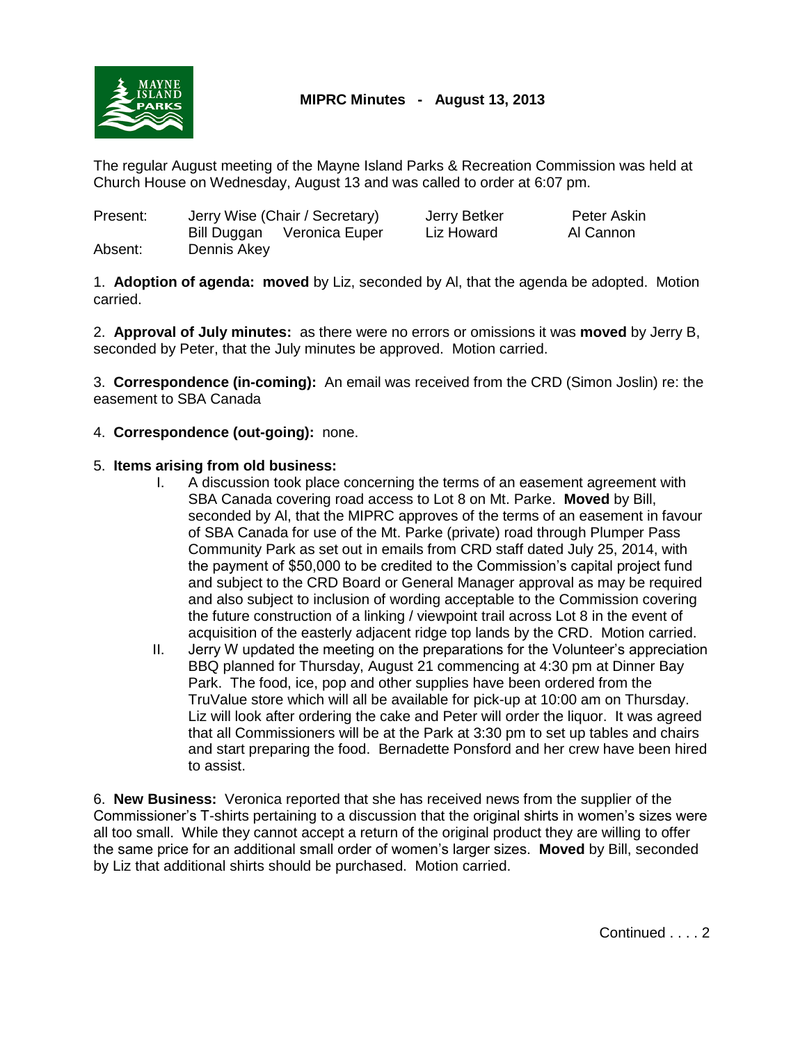**MIPRC Minutes - August 13, 2013**

The regular August meeting of the Mayne Island Parks & Recreation Commission was held at Church House on Wednesday, August 13 and was called to order at 6:07 pm.

| | | | |
|---|---|---|---|
| Present: | Jerry Wise (Chair / Secretary) | Jerry Betker | Peter Askin |
| | Bill Duggan Veronica Euper | Liz Howard | Al Cannon |
| Absent: | Dennis Akey | | |

1. **Adoption of agenda: moved** by Liz, seconded by Al, that the agenda be adopted. Motion carried.

2. **Approval of July minutes:** as there were no errors or omissions it was **moved** by Jerry B, seconded by Peter, that the July minutes be approved. Motion carried.

3. **Correspondence (in-coming):** An email was received from the CRD (Simon Joslin) re: the easement to SBA Canada

4. **Correspondence (out-going):** none.

5. **Items arising from old business:**

   I. A discussion took place concerning the terms of an easement agreement with SBA Canada covering road access to Lot 8 on Mt. Parke. **Moved** by Bill, seconded by Al, that the MIPRC approves of the terms of an easement in favour of SBA Canada for use of the Mt. Parke (private) road through Plumper Pass Community Park as set out in emails from CRD staff dated July 25, 2014, with the payment of $50,000 to be credited to the Commission's capital project fund and subject to the CRD Board or General Manager approval as may be required and also subject to inclusion of wording acceptable to the Commission covering the future construction of a linking / viewpoint trail across Lot 8 in the event of acquisition of the easterly adjacent ridge top lands by the CRD. Motion carried.

   II. Jerry W updated the meeting on the preparations for the Volunteer's appreciation BBQ planned for Thursday, August 21 commencing at 4:30 pm at Dinner Bay Park. The food, ice, pop and other supplies have been ordered from the TruValue store which will all be available for pick-up at 10:00 am on Thursday. Liz will look after ordering the cake and Peter will order the liquor. It was agreed that all Commissioners will be at the Park at 3:30 pm to set up tables and chairs and start preparing the food. Bernadette Ponsford and her crew have been hired to assist.

6. **New Business:** Veronica reported that she has received news from the supplier of the Commissioner's T-shirts pertaining to a discussion that the original shirts in women's sizes were all too small. While they cannot accept a return of the original product they are willing to offer the same price for an additional small order of women's larger sizes. **Moved** by Bill, seconded by Liz that additional shirts should be purchased. Motion carried.

Continued . . . . 2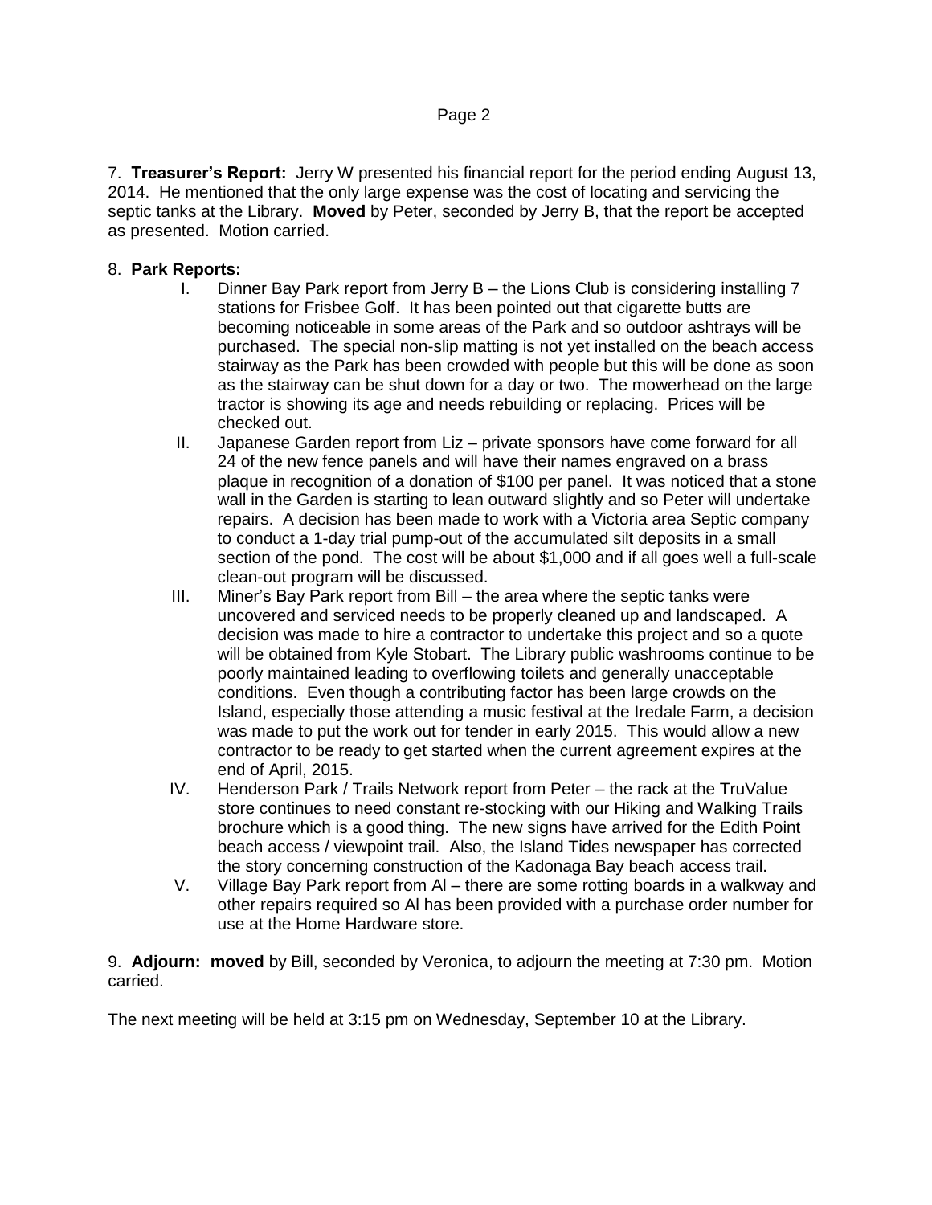7. **Treasurer's Report:** Jerry W presented his financial report for the period ending August 13, 2014. He mentioned that the only large expense was the cost of locating and servicing the septic tanks at the Library. **Moved** by Peter, seconded by Jerry B, that the report be accepted as presented. Motion carried.

8. **Park Reports:**

I. Dinner Bay Park report from Jerry B – the Lions Club is considering installing 7 stations for Frisbee Golf. It has been pointed out that cigarette butts are becoming noticeable in some areas of the Park and so outdoor ashtrays will be purchased. The special non-slip matting is not yet installed on the beach access stairway as the Park has been crowded with people but this will be done as soon as the stairway can be shut down for a day or two. The mowerhead on the large tractor is showing its age and needs rebuilding or replacing. Prices will be checked out.

II. Japanese Garden report from Liz – private sponsors have come forward for all 24 of the new fence panels and will have their names engraved on a brass plaque in recognition of a donation of $100 per panel. It was noticed that a stone wall in the Garden is starting to lean outward slightly and so Peter will undertake repairs. A decision has been made to work with a Victoria area Septic company to conduct a 1-day trial pump-out of the accumulated silt deposits in a small section of the pond. The cost will be about $1,000 and if all goes well a full-scale clean-out program will be discussed.

III. Miner's Bay Park report from Bill – the area where the septic tanks were uncovered and serviced needs to be properly cleaned up and landscaped. A decision was made to hire a contractor to undertake this project and so a quote will be obtained from Kyle Stobart. The Library public washrooms continue to be poorly maintained leading to overflowing toilets and generally unacceptable conditions. Even though a contributing factor has been large crowds on the Island, especially those attending a music festival at the Iredale Farm, a decision was made to put the work out for tender in early 2015. This would allow a new contractor to be ready to get started when the current agreement expires at the end of April, 2015.

IV. Henderson Park / Trails Network report from Peter – the rack at the TruValue store continues to need constant re-stocking with our Hiking and Walking Trails brochure which is a good thing. The new signs have arrived for the Edith Point beach access / viewpoint trail. Also, the Island Tides newspaper has corrected the story concerning construction of the Kadonaga Bay beach access trail.

V. Village Bay Park report from Al – there are some rotting boards in a walkway and other repairs required so Al has been provided with a purchase order number for use at the Home Hardware store.

9. **Adjourn: moved** by Bill, seconded by Veronica, to adjourn the meeting at 7:30 pm. Motion carried.

The next meeting will be held at 3:15 pm on Wednesday, September 10 at the Library.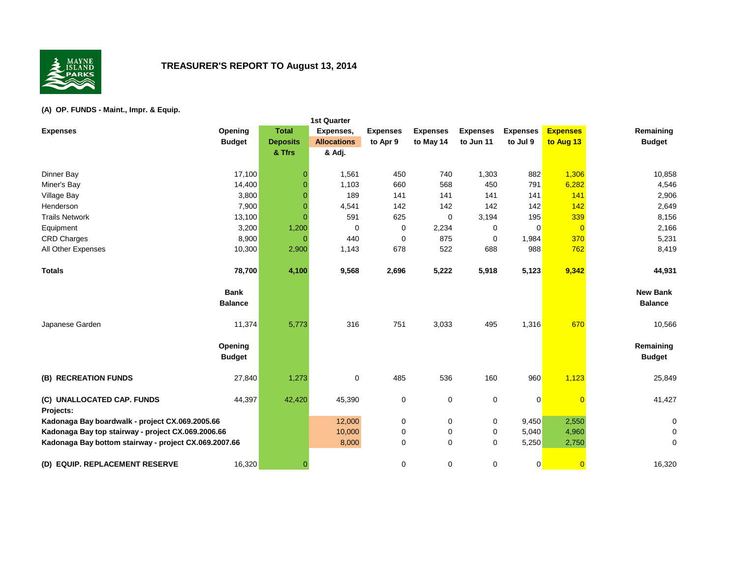# TREASURER'S REPORT TO August 13, 2014

### (A) OP. FUNDS - Maint., Impr. & Equip.

| Expenses | Opening Budget | Total Deposits & Tfrs | 1st Quarter Expenses, Allocations & Adj. | Expenses to Apr 9 | Expenses to May 14 | Expenses to Jun 11 | Expenses to Jul 9 | Expenses to Aug 13 | Remaining Budget |
|---|---|---|---|---|---|---|---|---|---|
| Dinner Bay | 17,100 | 0 | 1,561 | 450 | 740 | 1,303 | 882 | 1,306 | 10,858 |
| Miner's Bay | 14,400 | 0 | 1,103 | 660 | 568 | 450 | 791 | 6,282 | 4,546 |
| Village Bay | 3,800 | 0 | 189 | 141 | 141 | 141 | 141 | 141 | 2,906 |
| Henderson | 7,900 | 0 | 4,541 | 142 | 142 | 142 | 142 | 142 | 2,649 |
| Trails Network | 13,100 | 0 | 591 | 625 | 0 | 3,194 | 195 | 339 | 8,156 |
| Equipment | 3,200 | 1,200 | 0 | 0 | 2,234 | 0 | 0 | 0 | 2,166 |
| CRD Charges | 8,900 | 0 | 440 | 0 | 875 | 0 | 1,984 | 370 | 5,231 |
| All Other Expenses | 10,300 | 2,900 | 1,143 | 678 | 522 | 688 | 988 | 762 | 8,419 |
| **Totals** | **78,700** | **4,100** | **9,568** | **2,696** | **5,222** | **5,918** | **5,123** | **9,342** | **44,931** |
| | **Bank Balance** | | | | | | | | **New Bank Balance** |
| Japanese Garden | 11,374 | 5,773 | 316 | 751 | 3,033 | 495 | 1,316 | 670 | 10,566 |
| | **Opening Budget** | | | | | | | | **Remaining Budget** |
| **(B) RECREATION FUNDS** | 27,840 | 1,273 | 0 | 485 | 536 | 160 | 960 | 1,123 | 25,849 |
| **(C) UNALLOCATED CAP. FUNDS** | 44,397 | 42,420 | 45,390 | 0 | 0 | 0 | 0 | 0 | 41,427 |
| **Projects:** | | | | | | | | | |
| **Kadonaga Bay boardwalk - project CX.069.2005.66** | | | 12,000 | 0 | 0 | 0 | 9,450 | 2,550 | 0 |
| **Kadonaga Bay top stairway - project CX.069.2006.66** | | | 10,000 | 0 | 0 | 0 | 5,040 | 4,960 | 0 |
| **Kadonaga Bay bottom stairway - project CX.069.2007.66** | | | 8,000 | 0 | 0 | 0 | 5,250 | 2,750 | 0 |
| **(D) EQUIP. REPLACEMENT RESERVE** | 16,320 | 0 | | 0 | 0 | 0 | 0 | 0 | 16,320 |